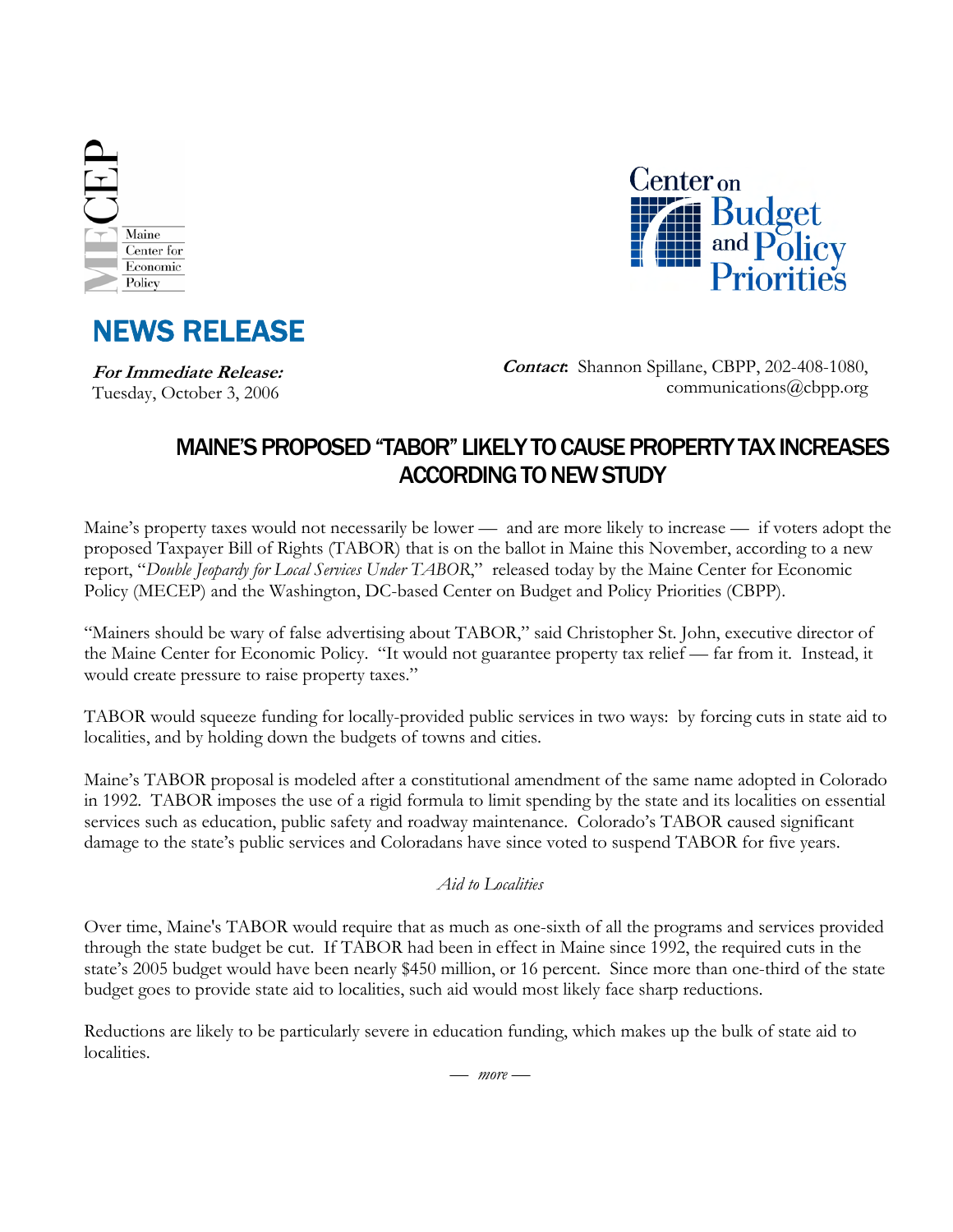ME CEP

Maine Center for Economic Policy

Center on Budget and Policy Priorities

# NEWS RELEASE

***For Immediate Release:***
Tuesday, October 3, 2006

***Contact:*** Shannon Spillane, CBPP, 202-408-1080, communications@cbpp.org

## MAINE'S PROPOSED "TABOR" LIKELY TO CAUSE PROPERTY TAX INCREASES ACCORDING TO NEW STUDY

Maine's property taxes would not necessarily be lower — and are more likely to increase — if voters adopt the proposed Taxpayer Bill of Rights (TABOR) that is on the ballot in Maine this November, according to a new report, "*Double Jeopardy for Local Services Under TABOR*," released today by the Maine Center for Economic Policy (MECEP) and the Washington, DC-based Center on Budget and Policy Priorities (CBPP).

"Mainers should be wary of false advertising about TABOR," said Christopher St. John, executive director of the Maine Center for Economic Policy. "It would not guarantee property tax relief — far from it. Instead, it would create pressure to raise property taxes."

TABOR would squeeze funding for locally-provided public services in two ways: by forcing cuts in state aid to localities, and by holding down the budgets of towns and cities.

Maine's TABOR proposal is modeled after a constitutional amendment of the same name adopted in Colorado in 1992. TABOR imposes the use of a rigid formula to limit spending by the state and its localities on essential services such as education, public safety and roadway maintenance. Colorado's TABOR caused significant damage to the state's public services and Coloradans have since voted to suspend TABOR for five years.

*Aid to Localities*

Over time, Maine's TABOR would require that as much as one-sixth of all the programs and services provided through the state budget be cut. If TABOR had been in effect in Maine since 1992, the required cuts in the state's 2005 budget would have been nearly $450 million, or 16 percent. Since more than one-third of the state budget goes to provide state aid to localities, such aid would most likely face sharp reductions.

Reductions are likely to be particularly severe in education funding, which makes up the bulk of state aid to localities.

— *more* —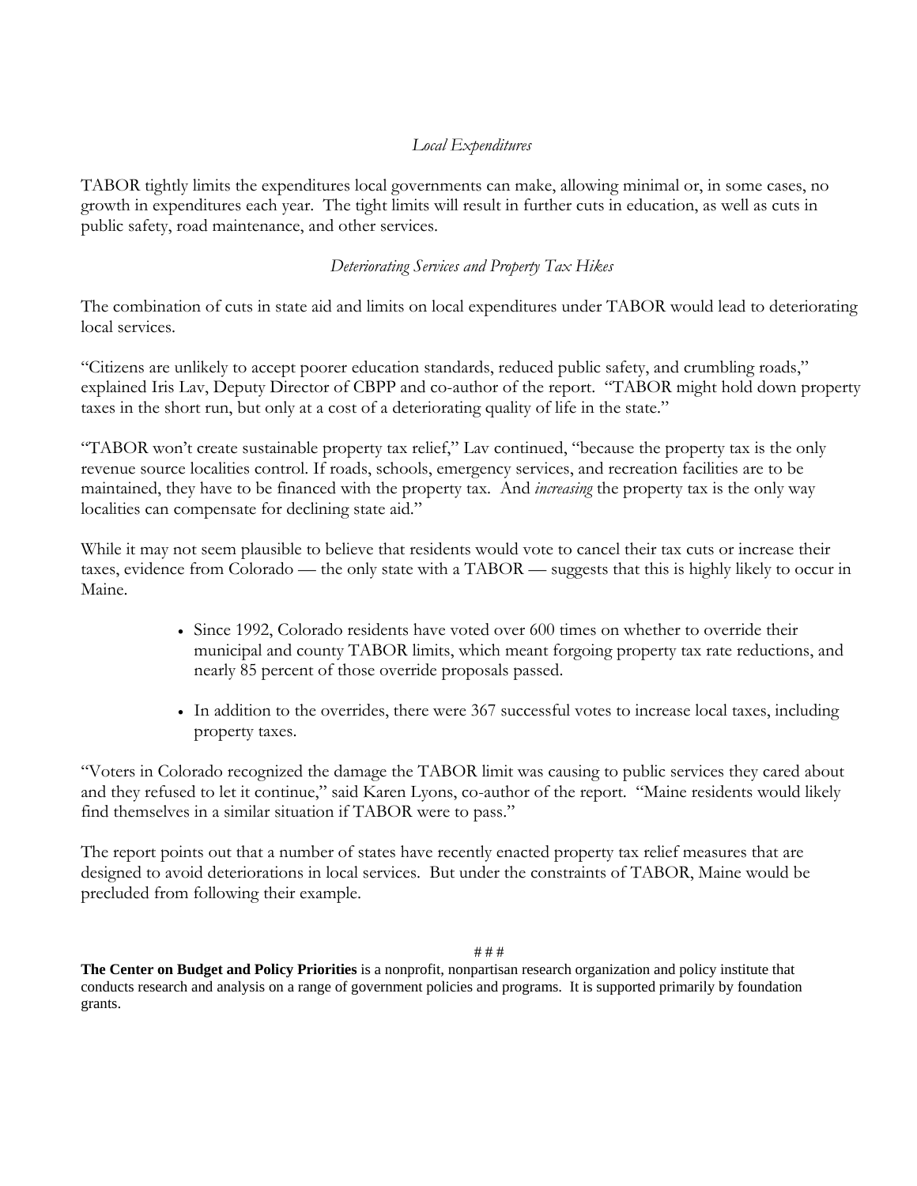*Local Expenditures*

TABOR tightly limits the expenditures local governments can make, allowing minimal or, in some cases, no growth in expenditures each year. The tight limits will result in further cuts in education, as well as cuts in public safety, road maintenance, and other services.

*Deteriorating Services and Property Tax Hikes*

The combination of cuts in state aid and limits on local expenditures under TABOR would lead to deteriorating local services.

"Citizens are unlikely to accept poorer education standards, reduced public safety, and crumbling roads," explained Iris Lav, Deputy Director of CBPP and co-author of the report. "TABOR might hold down property taxes in the short run, but only at a cost of a deteriorating quality of life in the state."

"TABOR won't create sustainable property tax relief," Lav continued, "because the property tax is the only revenue source localities control. If roads, schools, emergency services, and recreation facilities are to be maintained, they have to be financed with the property tax. And *increasing* the property tax is the only way localities can compensate for declining state aid."

While it may not seem plausible to believe that residents would vote to cancel their tax cuts or increase their taxes, evidence from Colorado — the only state with a TABOR — suggests that this is highly likely to occur in Maine.

- Since 1992, Colorado residents have voted over 600 times on whether to override their municipal and county TABOR limits, which meant forgoing property tax rate reductions, and nearly 85 percent of those override proposals passed.

- In addition to the overrides, there were 367 successful votes to increase local taxes, including property taxes.

"Voters in Colorado recognized the damage the TABOR limit was causing to public services they cared about and they refused to let it continue," said Karen Lyons, co-author of the report. "Maine residents would likely find themselves in a similar situation if TABOR were to pass."

The report points out that a number of states have recently enacted property tax relief measures that are designed to avoid deteriorations in local services. But under the constraints of TABOR, Maine would be precluded from following their example.

# # #

**The Center on Budget and Policy Priorities** is a nonprofit, nonpartisan research organization and policy institute that conducts research and analysis on a range of government policies and programs. It is supported primarily by foundation grants.